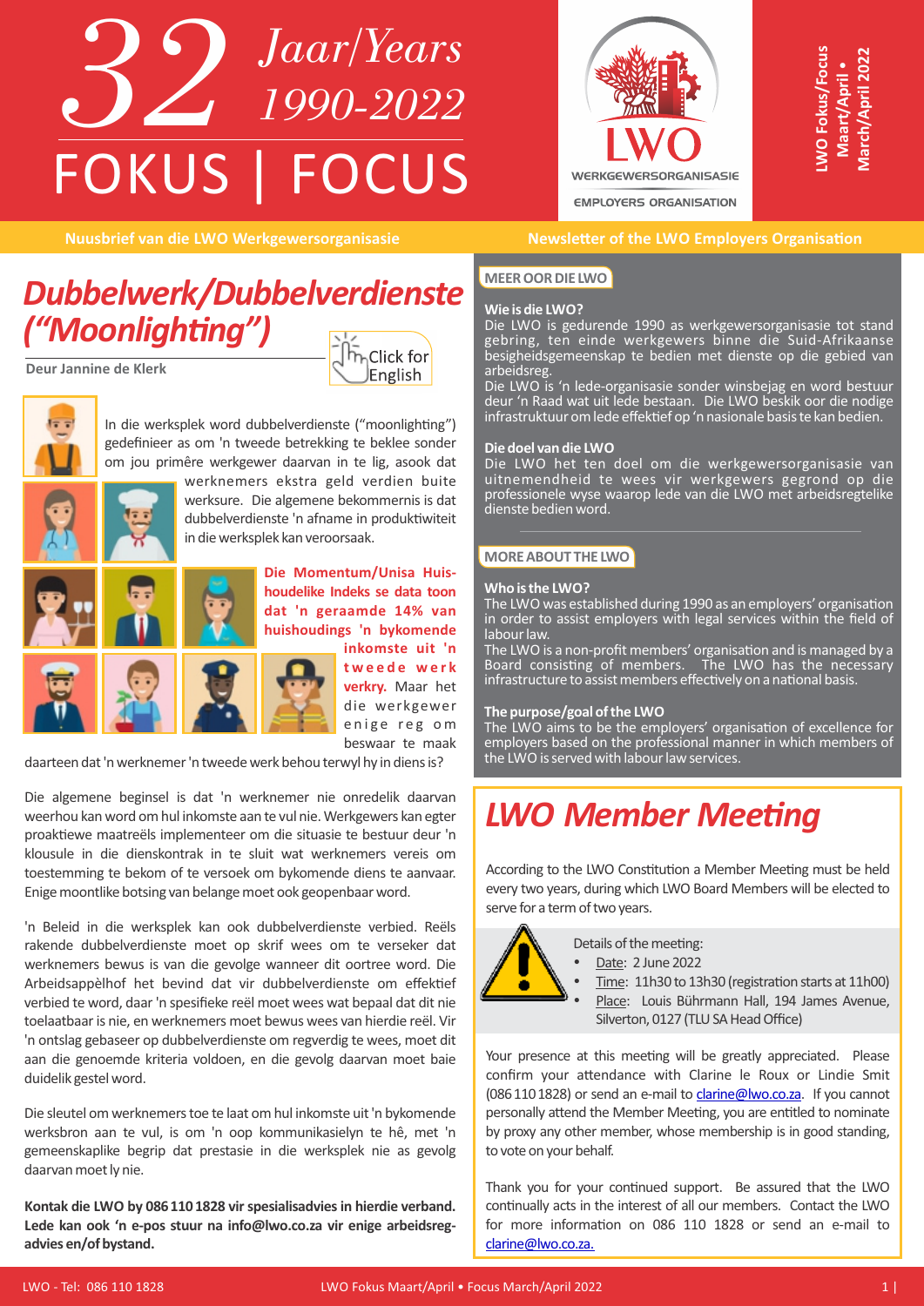# 32 Jaar/Years 1990-2022

# FOKUS | FOCUS

LWO WERKGEWERSORGANISASIE EMPLOYERS ORGANISATION

LWO Fokus/Focus Maart/April • March/April 2022

Nuusbrief van die LWO Werkgewersorganisasie | Newsletter of the LWO Employers Organisation

## *Dubbelwerk/Dubbelverdienste ("Moonlighting")*

**Deur Jannine de Klerk**

Click for English

In die werksplek word dubbelverdienste ("moonlighting") gedefinieer as om 'n tweede betrekking te beklee sonder om jou primêre werkgewer daarvan in te lig, asook dat werknemers ekstra geld verdien buite werksure. Die algemene bekommernis is dat dubbelverdienste 'n afname in produktiwiteit in die werksplek kan veroorsaak.

**Die Momentum/Unisa Huishoudelike Indeks se data toon dat 'n geraamde 14% van huishoudings 'n bykomende inkomste uit 'n tweede werk verkry.** Maar het die werkgewer enige reg om beswaar te maak daarteen dat 'n werknemer 'n tweede werk behou terwyl hy in diens is?

Die algemene beginsel is dat 'n werknemer nie onredelik daarvan weerhou kan word om hul inkomste aan te vul nie. Werkgewers kan egter proaktiewe maatreëls implementeer om die situasie te bestuur deur 'n klousule in die dienskontrak in te sluit wat werknemers vereis om toestemming te bekom of te versoek om bykomende diens te aanvaar. Enige moontlike botsing van belange moet ook geopenbaar word.

'n Beleid in die werksplek kan ook dubbelverdienste verbied. Reëls rakende dubbelverdienste moet op skrif wees om te verseker dat werknemers bewus is van die gevolge wanneer dit oortree word. Die Arbeidsappèlhof het bevind dat vir dubbelverdienste om effektief verbied te word, daar 'n spesifieke reël moet wees wat bepaal dat dit nie toelaatbaar is nie, en werknemers moet bewus wees van hierdie reël. Vir 'n ontslag gebaseer op dubbelverdienste om regverdig te wees, moet dit aan die genoemde kriteria voldoen, en die gevolg daarvan moet baie duidelik gestel word.

Die sleutel om werknemers toe te laat om hul inkomste uit 'n bykomende werksbron aan te vul, is om 'n oop kommunikasielyn te hê, met 'n gemeenskaplike begrip dat prestasie in die werksplek nie as gevolg daarvan moet ly nie.

**Kontak die LWO by 086 110 1828 vir spesialisadvies in hierdie verband. Lede kan ook 'n e-pos stuur na info@lwo.co.za vir enige arbeidsreg-advies en/of bystand.**

### MEER OOR DIE LWO

**Wie is die LWO?**
Die LWO is gedurende 1990 as werkgewersorganisasie tot stand gebring, ten einde werkgewers binne die Suid-Afrikaanse besigheidsgemeenskap te bedien met dienste op die gebied van arbeidsreg.
Die LWO is 'n lede-organisasie sonder winsbejag en word bestuur deur 'n Raad wat uit lede bestaan. Die LWO beskik oor die nodige infrastruktuur om lede effektief op 'n nasionale basis te kan bedien.

**Die doel van die LWO**
Die LWO het ten doel om die werkgewersorganisasie van uitnemendheid te wees vir werkgewers gegrond op die professionele wyse waarop lede van die LWO met arbeidsregtelike dienste bedien word.

### MORE ABOUT THE LWO

**Who is the LWO?**
The LWO was established during 1990 as an employers' organisation in order to assist employers with legal services within the field of labour law.
The LWO is a non-profit members' organisation and is managed by a Board consisting of members. The LWO has the necessary infrastructure to assist members effectively on a national basis.

**The purpose/goal of the LWO**
The LWO aims to be the employers' organisation of excellence for employers based on the professional manner in which members of the LWO is served with labour law services.

## *LWO Member Meeting*

According to the LWO Constitution a Member Meeting must be held every two years, during which LWO Board Members will be elected to serve for a term of two years.

Details of the meeting:

- Date: 2 June 2022
- Time: 11h30 to 13h30 (registration starts at 11h00)
- Place: Louis Bührmann Hall, 194 James Avenue, Silverton, 0127 (TLU SA Head Office)

Your presence at this meeting will be greatly appreciated. Please confirm your attendance with Clarine le Roux or Lindie Smit (086 110 1828) or send an e-mail to clarine@lwo.co.za. If you cannot personally attend the Member Meeting, you are entitled to nominate by proxy any other member, whose membership is in good standing, to vote on your behalf.

Thank you for your continued support. Be assured that the LWO continually acts in the interest of all our members. Contact the LWO for more information on 086 110 1828 or send an e-mail to clarine@lwo.co.za.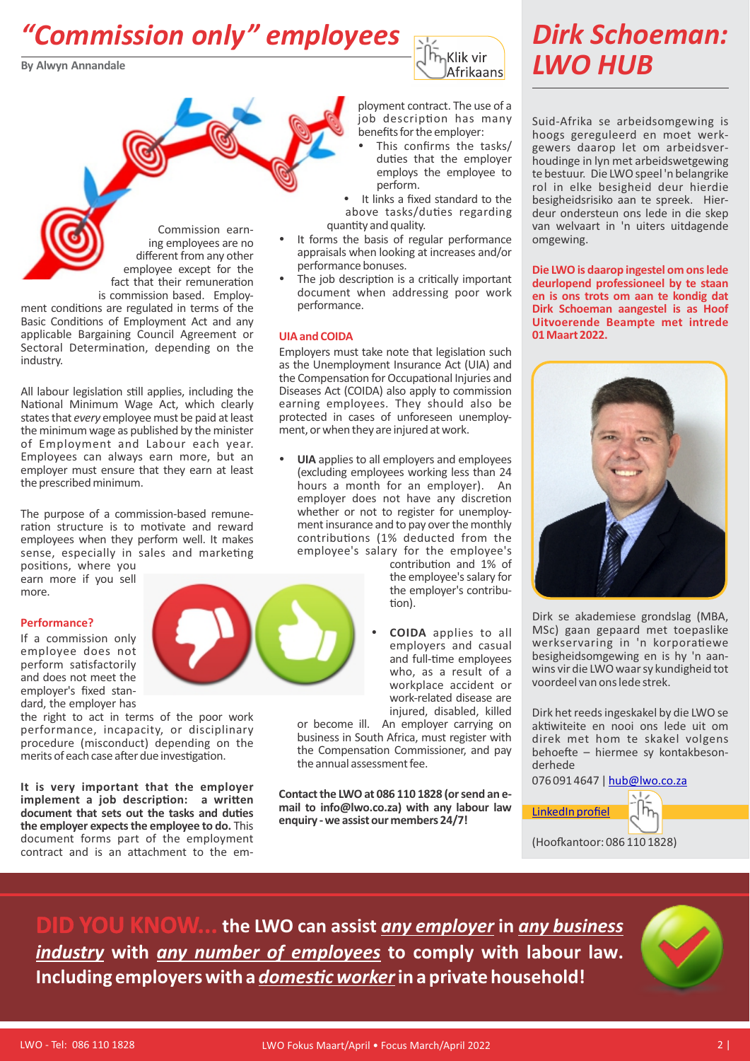# *"Commission only" employees*

**By Alwyn Annandale**

Klik vir Afrikaans

Commission earning employees are no different from any other employee except for the fact that their remuneration is commission based. Employment conditions are regulated in terms of the Basic Conditions of Employment Act and any applicable Bargaining Council Agreement or Sectoral Determination, depending on the industry.

All labour legislation still applies, including the National Minimum Wage Act, which clearly states that *every* employee must be paid at least the minimum wage as published by the minister of Employment and Labour each year. Employees can always earn more, but an employer must ensure that they earn at least the prescribed minimum.

The purpose of a commission-based remuneration structure is to motivate and reward employees when they perform well. It makes sense, especially in sales and marketing positions, where you earn more if you sell more.

**Performance?**

If a commission only employee does not perform satisfactorily and does not meet the employer's fixed standard, the employer has the right to act in terms of the poor work performance, incapacity, or disciplinary procedure (misconduct) depending on the merits of each case after due investigation.

**It is very important that the employer implement a job description: a written document that sets out the tasks and duties the employer expects the employee to do.** This document forms part of the employment contract and is an attachment to the employment contract. The use of a job description has many benefits for the employer:

- This confirms the tasks/duties that the employer employs the employee to perform.
- It links a fixed standard to the above tasks/duties regarding quantity and quality.
- It forms the basis of regular performance appraisals when looking at increases and/or performance bonuses.
- The job description is a critically important document when addressing poor work performance.

**UIA and COIDA**

Employers must take note that legislation such as the Unemployment Insurance Act (UIA) and the Compensation for Occupational Injuries and Diseases Act (COIDA) also apply to commission earning employees. They should also be protected in cases of unforeseen unemployment, or when they are injured at work.

- **UIA** applies to all employers and employees (excluding employees working less than 24 hours a month for an employer). An employer does not have any discretion whether or not to register for unemployment insurance and to pay over the monthly contributions (1% deducted from the employee's salary for the employee's contribution and 1% of the employee's salary for the employer's contribution).
- **COIDA** applies to all employers and casual and full-time employees who, as a result of a workplace accident or work-related disease are injured, disabled, killed or become ill. An employer carrying on business in South Africa, must register with the Compensation Commissioner, and pay the annual assessment fee.

**Contact the LWO at 086 110 1828 (or send an e-mail to info@lwo.co.za) with any labour law enquiry - we assist our members 24/7!**

# *Dirk Schoeman: LWO HUB*

Suid-Afrika se arbeidsomgewing is hoogs gereguleerd en moet werkgewers daarop let om arbeidsverhoudinge in lyn met arbeidswetgewing te bestuur. Die LWO speel 'n belangrike rol in elke besigheid deur hierdie besigheidsrisiko aan te spreek. Hierdeur ondersteun ons lede in die skep van welvaart in 'n uiters uitdagende omgewing.

**Die LWO is daarop ingestel om ons lede deurlopend professioneel by te staan en is ons trots om aan te kondig dat Dirk Schoeman aangestel is as Hoof Uitvoerende Beampte met intrede 01 Maart 2022.**

Dirk se akademiese grondslag (MBA, MSc) gaan gepaard met toepaslike werkservaring in 'n korporatiewe besigheidsomgewing en is hy 'n aanwins vir die LWO waar sy kundigheid tot voordeel van ons lede strek.

Dirk het reeds ingeskakel by die LWO se aktiwiteite en nooi ons lede uit om direk met hom te skakel volgens behoeftes – hiermee sy kontakbesonderhede

076 091 4647 | hub@lwo.co.za

LinkedIn profiel

(Hoofkantoor: 086 110 1828)

**DID YOU KNOW... the LWO can assist *any employer* in *any business industry* with *any number of employees* to comply with labour law. Including employers with a *domestic worker* in a private household!**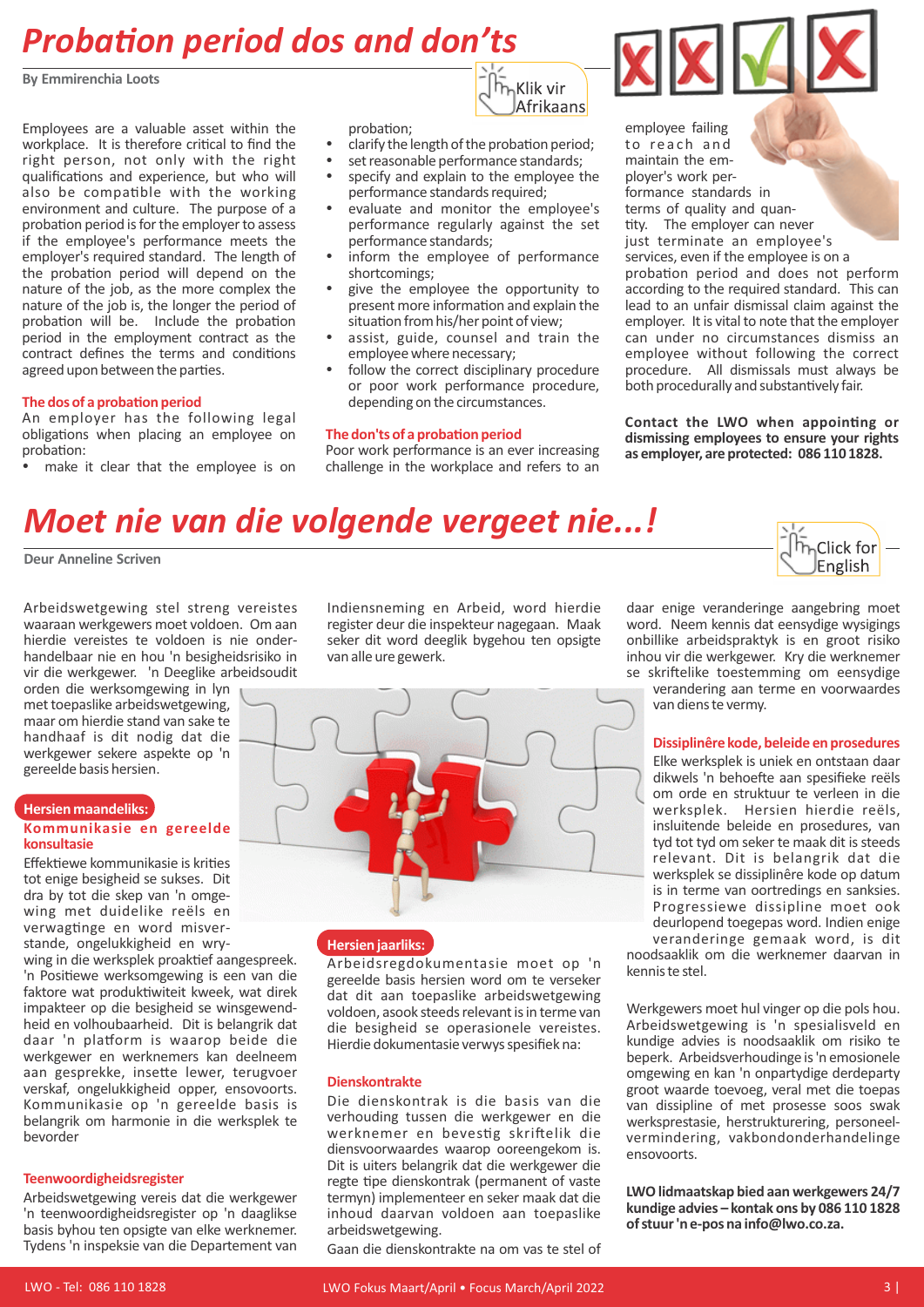# Probation period dos and don'ts

**By Emmirenchia Loots**

Klik vir Afrikaans

Employees are a valuable asset within the workplace. It is therefore critical to find the right person, not only with the right qualifications and experience, but who will also be compatible with the working environment and culture. The purpose of a probation period is for the employer to assess if the employee's performance meets the employer's required standard. The length of the probation period will depend on the nature of the job, as the more complex the nature of the job is, the longer the period of probation will be. Include the probation period in the employment contract as the contract defines the terms and conditions agreed upon between the parties.

### The dos of a probation period

An employer has the following legal obligations when placing an employee on probation:

- make it clear that the employee is on probation;
- clarify the length of the probation period;
- set reasonable performance standards;
- specify and explain to the employee the performance standards required;
- evaluate and monitor the employee's performance regularly against the set performance standards;
- inform the employee of performance shortcomings;
- give the employee the opportunity to present more information and explain the situation from his/her point of view;
- assist, guide, counsel and train the employee where necessary;
- follow the correct disciplinary procedure or poor work performance procedure, depending on the circumstances.

### The don'ts of a probation period

Poor work performance is an ever increasing challenge in the workplace and refers to an employee failing to reach and maintain the employer's work performance standards in terms of quality and quantity. The employer can never just terminate an employee's services, even if the employee is on a probation period and does not perform according to the required standard. This can lead to an unfair dismissal claim against the employer. It is vital to note that the employer can under no circumstances dismiss an employee without following the correct procedure. All dismissals must always be both procedurally and substantively fair.

**Contact the LWO when appointing or dismissing employees to ensure your rights as employer, are protected: 086 110 1828.**

# Moet nie van die volgende vergeet nie...!

**Deur Anneline Scriven**

Click for English

Arbeidswetgewing stel streng vereistes waaraan werkgewers moet voldoen. Om aan hierdie vereistes te voldoen is nie onderhandelbaar nie en hou 'n besigheidsrisiko in vir die werkgewer. 'n Deeglike arbeidsoudit orden die werksomgewing in lyn met toepaslike arbeidswetgewing, maar om hierdie stand van sake te handhaaf is dit nodig dat die werkgewer sekere aspekte op 'n gereelde basis hersien.

## Hersien maandeliks:

### Kommunikasie en gereelde konsultasie

Effektiewe kommunikasie is krities tot enige besigheid se sukses. Dit dra by tot die skep van 'n omgewing met duidelike reëls en verwagtinge en word misverstande, ongelukkigheid en wrywing in die werksplek proaktief aangespreek. 'n Positiewe werksomgewing is een van die faktore wat produktiwiteit kweek, wat direk impakteer op die besigheid se winsgewendheid en volhoubaarheid. Dit is belangrik dat daar 'n platform is waarop beide die werkgewer en werknemers kan deelneem aan gesprekke, insette lewer, terugvoer verskaf, ongelukkigheid opper, ensovoorts. Kommunikasie op 'n gereelde basis is belangrik om harmonie in die werksplek te bevorder

### Teenwoordigheidsregister

Arbeidswetgewing vereis dat die werkgewer 'n teenwoordigheidsregister op 'n daaglikse basis byhou ten opsigte van elke werknemer. Tydens 'n inspeksie van die Departement van Indiensneming en Arbeid, word hierdie register deur die inspekteur nagegaan. Maak seker dit word deeglik bygehou ten opsigte van alle ure gewerk.

## Hersien jaarliks:

Arbeidsregdokumentasie moet op 'n gereelde basis hersien word om te verseker dat dit aan toepaslike arbeidswetgewing voldoen, asook steeds relevant is in terme van die besigheid se operasionele vereistes. Hierdie dokumentasie verwys spesifiek na:

### Dienskontrakte

Die dienskontrak is die basis van die verhouding tussen die werkgewer en die werknemer en bevestig skriftelik die diensvoorwaardes waarop ooreengekom is. Dit is uiters belangrik dat die werkgewer die regte tipe dienskontrak (permanent of vaste termyn) implementeer en seker maak dat die inhoud daarvan voldoen aan toepaslike arbeidswetgewing.

Gaan die dienskontrakte na om vas te stel of daar enige veranderinge aangebring moet word. Neem kennis dat eensydige wysigings onbillike arbeidspraktyk is en groot risiko inhou vir die werkgewer. Kry die werknemer se skriftelike toestemming om eensydige verandering aan terme en voorwaardes van diens te vermy.

### Dissiplinêre kode, beleide en prosedures

Elke werksplek is uniek en ontstaan daar dikwels 'n behoefte aan spesifieke reëls om orde en struktuur te verleen in die werksplek. Hersien hierdie reëls, insluitende beleide en prosedures, van tyd tot tyd om seker te maak dit is steeds relevant. Dit is belangrik dat die werksplek se dissiplinêre kode op datum is in terme van oortredings en sanksies. Progressiewe dissipline moet ook deurlopend toegepas word. Indien enige veranderinge gemaak word, is dit noodsaaklik om die werknemer daarvan in kennis te stel.

Werkgewers moet hul vinger op die pols hou. Arbeidswetgewing is 'n spesialisveld en kundige advies is noodsaaklik om risiko te beperk. Arbeidsverhoudinge is 'n emosionele omgewing en kan 'n onpartydige derdeparty groot waarde toevoeg, veral met die toepas van dissipline of met prosesse soos swak werksprestasie, herstrukturering, personeelvermindering, vakbondonderhandelinge ensovoorts.

**LWO lidmaatskap bied aan werkgewers 24/7 kundige advies – kontak ons by 086 110 1828 of stuur 'n e-pos na info@lwo.co.za.**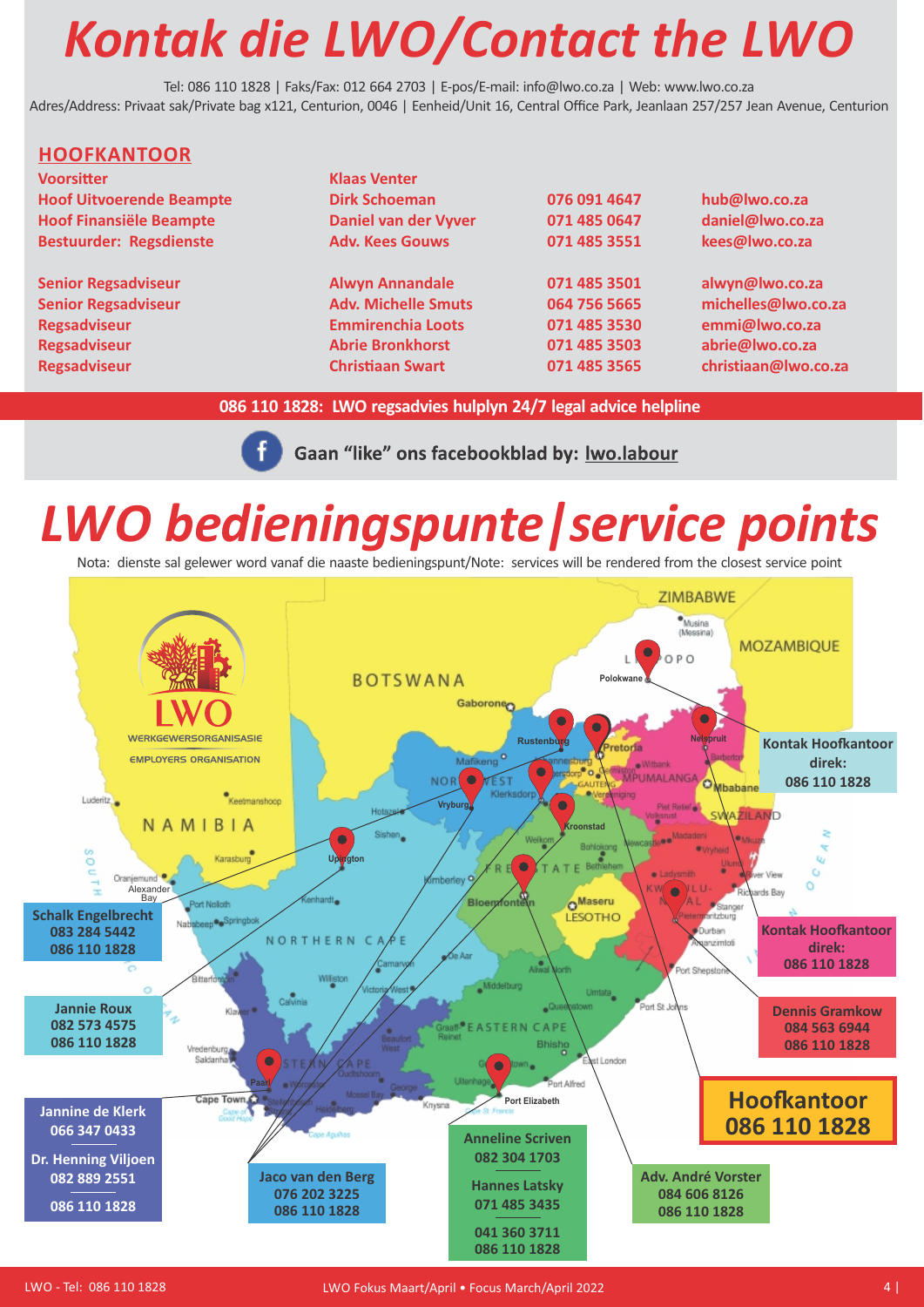# *Kontak die LWO/Contact the LWO*

Tel: 086 110 1828 | Faks/Fax: 012 664 2703 | E-pos/E-mail: info@lwo.co.za | Web: www.lwo.co.za
Adres/Address: Privaat sak/Private bag x121, Centurion, 0046 | Eenheid/Unit 16, Central Office Park, Jeanlaan 257/257 Jean Avenue, Centurion

## HOOFKANTOOR

| | | | |
|---|---|---|---|
| **Voorsitter** | **Klaas Venter** | | |
| **Hoof Uitvoerende Beampte** | **Dirk Schoeman** | **076 091 4647** | **hub@lwo.co.za** |
| **Hoof Finansiële Beampte** | **Daniel van der Vyver** | **071 485 0647** | **daniel@lwo.co.za** |
| **Bestuurder: Regsdienste** | **Adv. Kees Gouws** | **071 485 3551** | **kees@lwo.co.za** |
| **Senior Regsadviseur** | **Alwyn Annandale** | **071 485 3501** | **alwyn@lwo.co.za** |
| **Senior Regsadviseur** | **Adv. Michelle Smuts** | **064 756 5665** | **michelles@lwo.co.za** |
| **Regsadviseur** | **Emmirenchia Loots** | **071 485 3530** | **emmi@lwo.co.za** |
| **Regsadviseur** | **Abrie Bronkhorst** | **071 485 3503** | **abrie@lwo.co.za** |
| **Regsadviseur** | **Christiaan Swart** | **071 485 3565** | **christiaan@lwo.co.za** |

**086 110 1828: LWO regsadvies hulplyn 24/7 legal advice helpline**

**Gaan "like" ons facebookblad by: lwo.labour**

# *LWO bedieningspunte|service points*

Nota: dienste sal gelewer word vanaf die naaste bedieningspunt/Note: services will be rendered from the closest service point

**Kontak Hoofkantoor direk:** 086 110 1828 (Polokwane / Nelspruit)

**Schalk Engelbrecht**
083 284 5442
086 110 1828

**Jannie Roux**
082 573 4575
086 110 1828

**Jannine de Klerk**
066 347 0433

**Dr. Henning Viljoen**
082 889 2551

086 110 1828

**Jaco van den Berg**
076 202 3225
086 110 1828

**Anneline Scriven**
082 304 1703

**Hannes Latsky**
071 485 3435

041 360 3711
086 110 1828

**Adv. André Vorster**
084 606 8126
086 110 1828

**Kontak Hoofkantoor direk:** 086 110 1828 (Pietermaritzburg)

**Dennis Gramkow**
084 563 6944
086 110 1828

**Hoofkantoor**
**086 110 1828**

LWO Fokus Maart/April • Focus March/April 2022